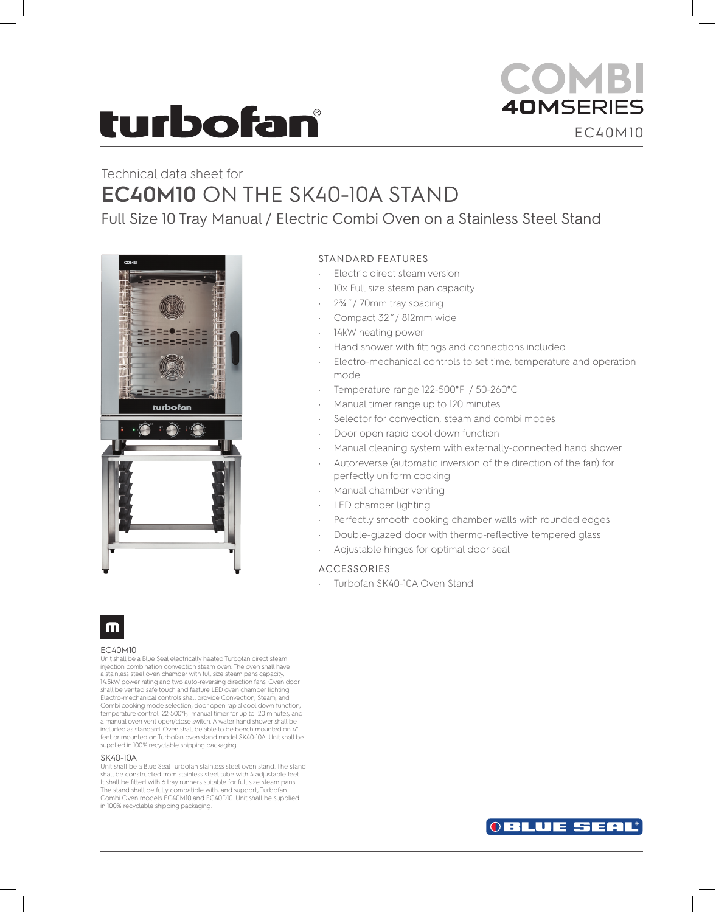# turbofan®

**COMBI**
**40M**SERIES
EC40M10

Technical data sheet for

## **EC40M10** ON THE SK40-10A STAND

### Full Size 10 Tray Manual / Electric Combi Oven on a Stainless Steel Stand

STANDARD FEATURES

- Electric direct steam version
- 10x Full size steam pan capacity
- 2¾″ / 70mm tray spacing
- Compact 32″ / 812mm wide
- 14kW heating power
- Hand shower with fittings and connections included
- Electro-mechanical controls to set time, temperature and operation mode
- Temperature range 122-500°F / 50-260°C
- Manual timer range up to 120 minutes
- Selector for convection, steam and combi modes
- Door open rapid cool down function
- Manual cleaning system with externally-connected hand shower
- Autoreverse (automatic inversion of the direction of the fan) for perfectly uniform cooking
- Manual chamber venting
- LED chamber lighting
- Perfectly smooth cooking chamber walls with rounded edges
- Double-glazed door with thermo-reflective tempered glass
- Adjustable hinges for optimal door seal

ACCESSORIES

- Turbofan SK40-10A Oven Stand

EC40M10

Unit shall be a Blue Seal electrically heated Turbofan direct steam injection combination convection steam oven. The oven shall have a stainless steel oven chamber with full size steam pans capacity, 14.5kW power rating and two auto-reversing direction fans. Oven door shall be vented safe touch and feature LED oven chamber lighting. Electro-mechanical controls shall provide Convection, Steam, and Combi cooking mode selection, door open rapid cool down function, temperature control 122-500°F, manual timer for up to 120 minutes, and a manual oven vent open/close switch. A water hand shower shall be included as standard. Oven shall be able to be bench mounted on 4″ feet or mounted on Turbofan oven stand model SK40-10A. Unit shall be supplied in 100% recyclable shipping packaging.

SK40-10A

Unit shall be a Blue Seal Turbofan stainless steel oven stand. The stand shall be constructed from stainless steel tube with 4 adjustable feet. It shall be fitted with 6 tray runners suitable for full size steam pans. The stand shall be fully compatible with, and support, Turbofan Combi Oven models EC40M10 and EC40D10. Unit shall be supplied in 100% recyclable shipping packaging.

BLUE SEAL®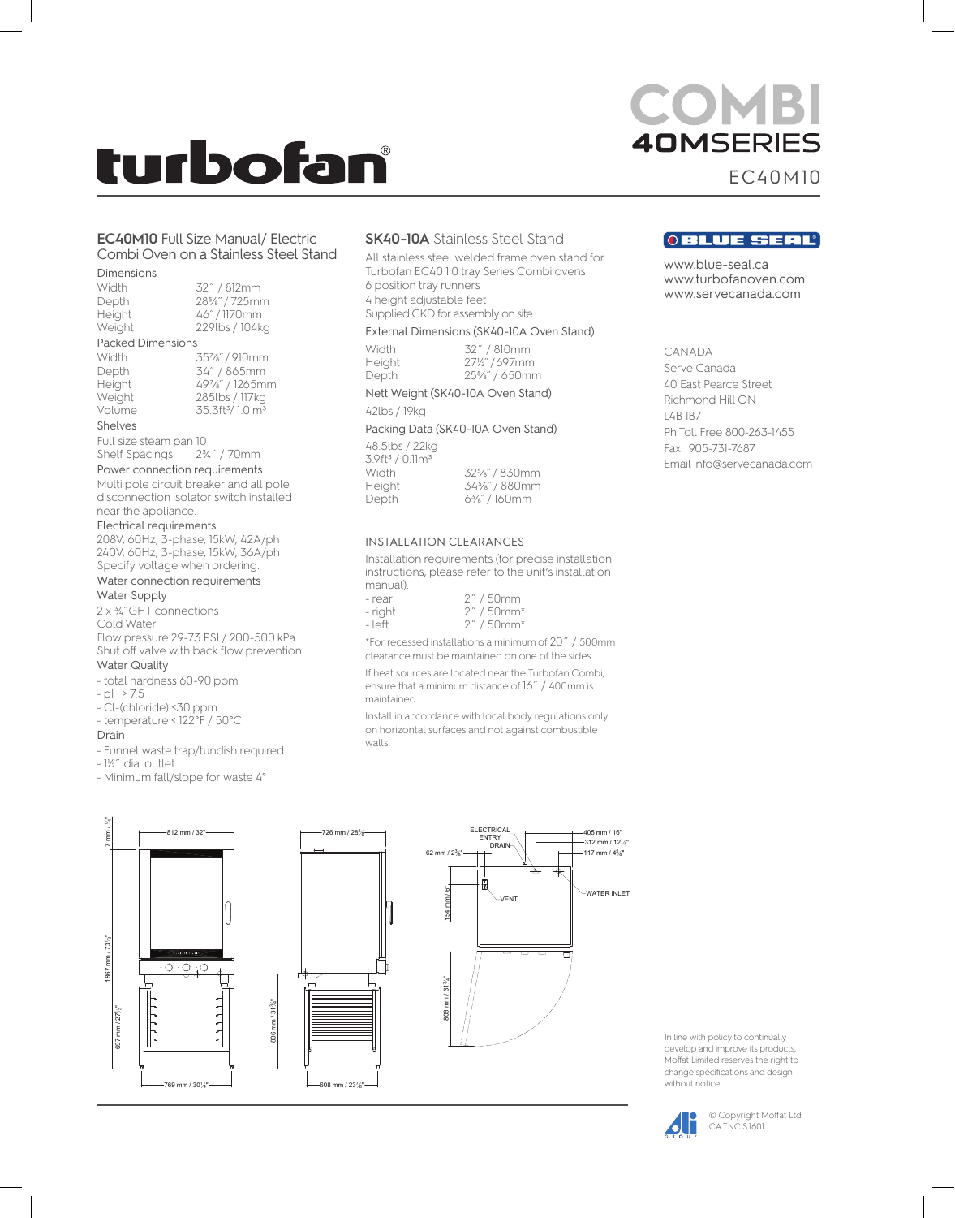# turbofan®

**COMBI**
**40M SERIES**
EC40M10

## EC40M10 Full Size Manual/ Electric Combi Oven on a Stainless Steel Stand

### Dimensions

| | |
|---|---|
| Width | 32˝ / 812mm |
| Depth | 28⅝˝ / 725mm |
| Height | 46˝ / 1170mm |
| Weight | 229lbs / 104kg |

### Packed Dimensions

| | |
|---|---|
| Width | 35⅞˝ / 910mm |
| Depth | 34˝ / 865mm |
| Height | 49⅞˝ / 1265mm |
| Weight | 285lbs / 117kg |
| Volume | 35.3ft³/ 1.0 m³ |

### Shelves

Full size steam pan 10
Shelf Spacings 2¾˝ / 70mm

### Power connection requirements

Multi pole circuit breaker and all pole disconnection isolator switch installed near the appliance.

### Electrical requirements

208V, 60Hz, 3-phase, 15kW, 42A/ph
240V, 60Hz, 3-phase, 15kW, 36A/ph
Specify voltage when ordering.

### Water connection requirements

#### Water Supply

2 x ¾˝GHT connections
Cold Water
Flow pressure 29-73 PSI / 200-500 kPa
Shut off valve with back flow prevention

#### Water Quality

- total hardness 60-90 ppm
- pH > 7.5
- Cl-(chloride) <30 ppm
- temperature < 122°F / 50°C

#### Drain

- Funnel waste trap/tundish required
- 1½˝ dia. outlet
- Minimum fall/slope for waste 4°

## SK40-10A Stainless Steel Stand

All stainless steel welded frame oven stand for Turbofan EC40 10 tray Series Combi ovens
6 position tray runners
4 height adjustable feet
Supplied CKD for assembly on site

### External Dimensions (SK40-10A Oven Stand)

| | |
|---|---|
| Width | 32˝ / 810mm |
| Height | 27½˝ /697mm |
| Depth | 25⅝˝ / 650mm |

### Nett Weight (SK40-10A Oven Stand)

42lbs / 19kg

### Packing Data (SK40-10A Oven Stand)

48.5lbs / 22kg
3.9ft³ / 0.11m³

| | |
|---|---|
| Width | 32⅝˝ / 830mm |
| Height | 34⅝˝ / 880mm |
| Depth | 6⅜˝ / 160mm |

### INSTALLATION CLEARANCES

Installation requirements (for precise installation instructions, please refer to the unit's installation manual).

| | |
|---|---|
| - rear | 2˝ / 50mm |
| - right | 2˝ / 50mm* |
| - left | 2˝ / 50mm* |

*For recessed installations a minimum of 20˝ / 500mm clearance must be maintained on one of the sides.

If heat sources are located near the Turbofan Combi, ensure that a minimum distance of 16˝ / 400mm is maintained.

Install in accordance with local body regulations only on horizontal surfaces and not against combustible walls.

BLUE SEAL

www.blue-seal.ca
www.turbofanoven.com
www.servecanada.com

CANADA
Serve Canada
40 East Pearce Street
Richmond Hill ON
L4B 1B7
Ph Toll Free 800-263-1455
Fax 905-731-7687
Email info@servecanada.com

812 mm / 32"
7 mm / ¼"
1867 mm / 73½"
697 mm / 27½"
769 mm / 30¼"
726 mm / 28⅝"
806 mm / 31¾"
608 mm / 23⅞"
ELECTRICAL ENTRY
DRAIN
62 mm / 2⅜"
405 mm / 16"
312 mm / 12¼"
117 mm / 4⅝"
154 mm / 6"
VENT
WATER INLET
806 mm / 31¾"

In line with policy to continually develop and improve its products, Moffat Limited reserves the right to change specifications and design without notice.

© Copyright Moffat Ltd
CA.TNC.S1601